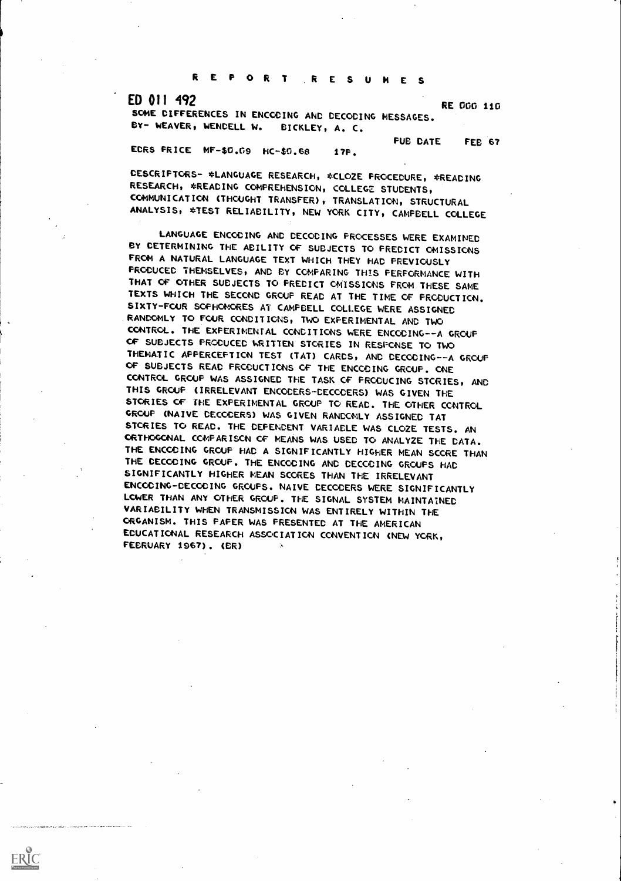# REPORT RESUMES

**ED 011 492** RE 000 110

SOME DIFFERENCES IN ENCODING AND DECODING MESSAGES.
BY- WEAVER, WENDELL W. BICKLEY, A. C.

EDRS PRICE MF-$0.09 HC-$0.68 17P. PUB DATE FEB 67

DESCRIPTORS- *LANGUAGE RESEARCH, *CLOZE PROCEDURE, *READING RESEARCH, *READING COMPREHENSION, COLLEGE STUDENTS, COMMUNICATION (THOUGHT TRANSFER), TRANSLATION, STRUCTURAL ANALYSIS, *TEST RELIABILITY, NEW YORK CITY, CAMPBELL COLLEGE

LANGUAGE ENCODING AND DECODING PROCESSES WERE EXAMINED BY DETERMINING THE ABILITY OF SUBJECTS TO PREDICT OMISSIONS FROM A NATURAL LANGUAGE TEXT WHICH THEY HAD PREVIOUSLY PRODUCED THEMSELVES, AND BY COMPARING THIS PERFORMANCE WITH THAT OF OTHER SUBJECTS TO PREDICT OMISSIONS FROM THESE SAME TEXTS WHICH THE SECOND GROUP READ AT THE TIME OF PRODUCTION. SIXTY-FOUR SOPHOMORES AT CAMPBELL COLLEGE WERE ASSIGNED RANDOMLY TO FOUR CONDITIONS, TWO EXPERIMENTAL AND TWO CONTROL. THE EXPERIMENTAL CONDITIONS WERE ENCODING--A GROUP OF SUBJECTS PRODUCED WRITTEN STORIES IN RESPONSE TO TWO THEMATIC APPERCEPTION TEST (TAT) CARDS, AND DECODING--A GROUP OF SUBJECTS READ PRODUCTIONS OF THE ENCODING GROUP. ONE CONTROL GROUP WAS ASSIGNED THE TASK OF PRODUCING STORIES, AND THIS GROUP (IRRELEVANT ENCODERS-DECODERS) WAS GIVEN THE STORIES OF THE EXPERIMENTAL GROUP TO READ. THE OTHER CONTROL GROUP (NAIVE DECODERS) WAS GIVEN RANDOMLY ASSIGNED TAT STORIES TO READ. THE DEPENDENT VARIABLE WAS CLOZE TESTS. AN ORTHOGONAL COMPARISON OF MEANS WAS USED TO ANALYZE THE DATA. THE ENCODING GROUP HAD A SIGNIFICANTLY HIGHER MEAN SCORE THAN THE DECODING GROUP. THE ENCODING AND DECODING GROUPS HAD SIGNIFICANTLY HIGHER MEAN SCORES THAN THE IRRELEVANT ENCODING-DECODING GROUPS. NAIVE DECODERS WERE SIGNIFICANTLY LOWER THAN ANY OTHER GROUP. THE SIGNAL SYSTEM MAINTAINED VARIABILITY WHEN TRANSMISSION WAS ENTIRELY WITHIN THE ORGANISM. THIS PAPER WAS PRESENTED AT THE AMERICAN EDUCATIONAL RESEARCH ASSOCIATION CONVENTION (NEW YORK, FEBRUARY 1967). (BR)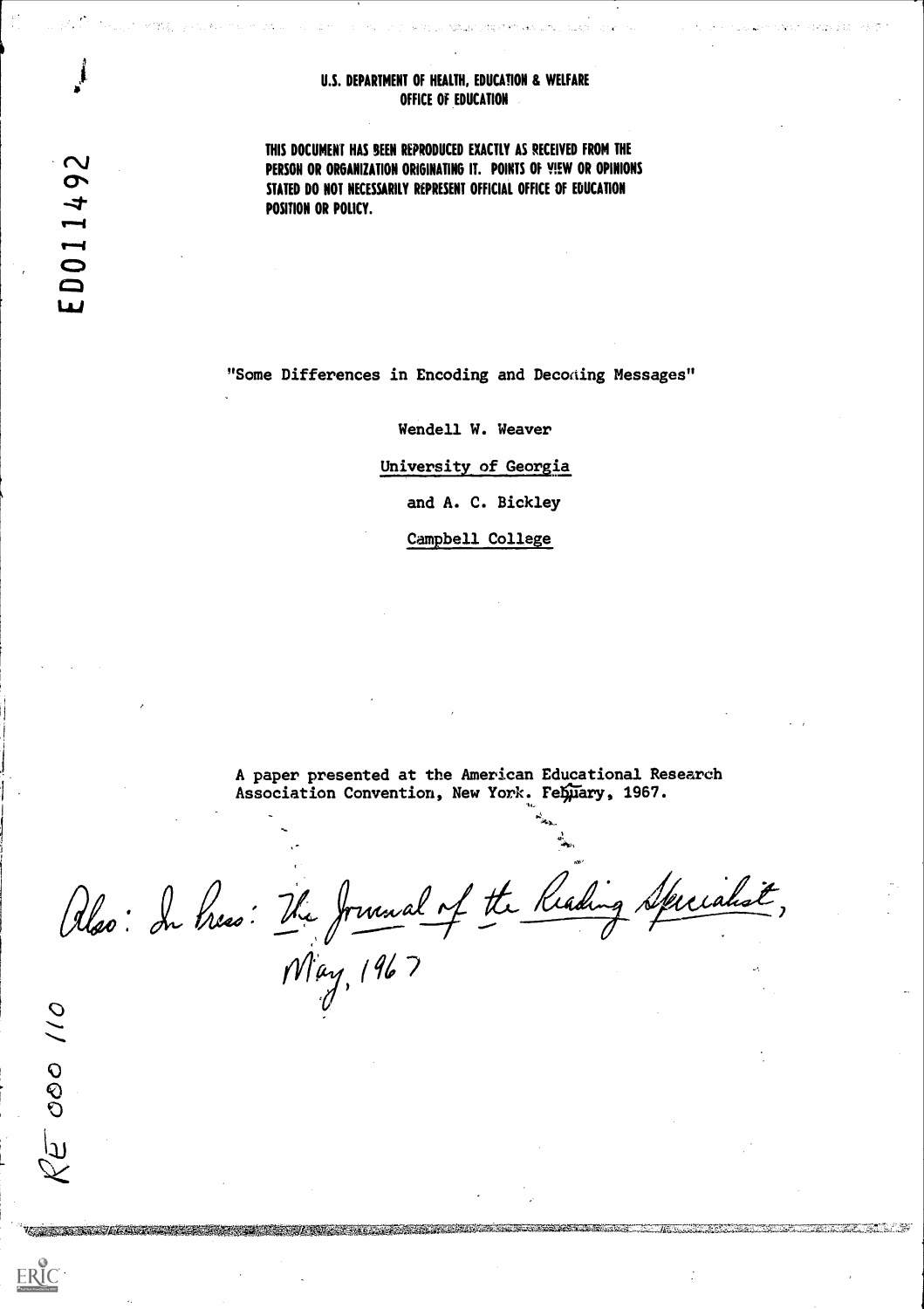U.S. DEPARTMENT OF HEALTH, EDUCATION & WELFARE
OFFICE OF EDUCATION

THIS DOCUMENT HAS BEEN REPRODUCED EXACTLY AS RECEIVED FROM THE PERSON OR ORGANIZATION ORIGINATING IT. POINTS OF VIEW OR OPINIONS STATED DO NOT NECESSARILY REPRESENT OFFICIAL OFFICE OF EDUCATION POSITION OR POLICY.

ED011492

# "Some Differences in Encoding and Decoding Messages"

Wendell W. Weaver

University of Georgia

and A. C. Bickley

Campbell College

A paper presented at the American Educational Research Association Convention, New York. February, 1967.

Also: In Press: The Journal of the Reading Specialist, May, 1967

RE 000 110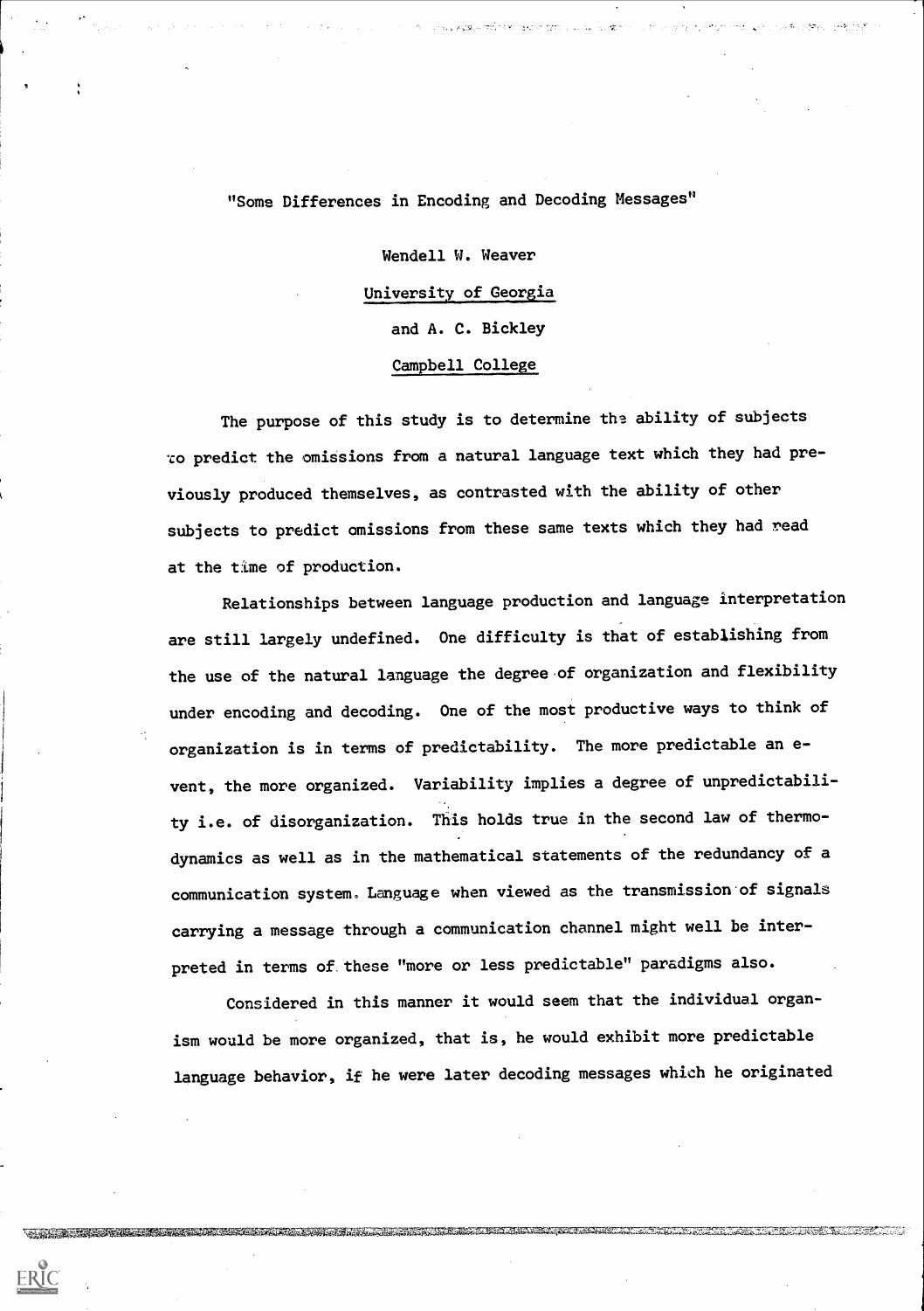"Some Differences in Encoding and Decoding Messages"

Wendell W. Weaver

University of Georgia

and A. C. Bickley

Campbell College

The purpose of this study is to determine the ability of subjects to predict the omissions from a natural language text which they had previously produced themselves, as contrasted with the ability of other subjects to predict omissions from these same texts which they had read at the time of production.

Relationships between language production and language interpretation are still largely undefined. One difficulty is that of establishing from the use of the natural language the degree of organization and flexibility under encoding and decoding. One of the most productive ways to think of organization is in terms of predictability. The more predictable an event, the more organized. Variability implies a degree of unpredictability i.e. of disorganization. This holds true in the second law of thermodynamics as well as in the mathematical statements of the redundancy of a communication system. Language when viewed as the transmission of signals carrying a message through a communication channel might well be interpreted in terms of these "more or less predictable" paradigms also.

Considered in this manner it would seem that the individual organism would be more organized, that is, he would exhibit more predictable language behavior, if he were later decoding messages which he originated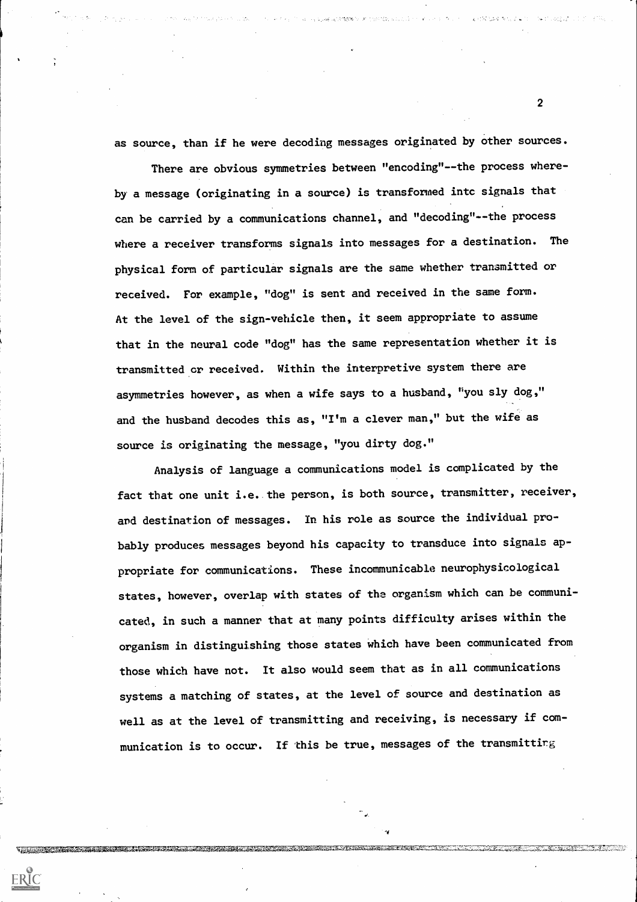as source, than if he were decoding messages originated by other sources.

There are obvious symmetries between "encoding"--the process whereby a message (originating in a source) is transformed intc signals that can be carried by a communications channel, and "decoding"--the process where a receiver transforms signals into messages for a destination. The physical form of particular signals are the same whether transmitted or received. For example, "dog" is sent and received in the same form. At the level of the sign-vehicle then, it seem appropriate to assume that in the neural code "dog" has the same representation whether it is transmitted or received. Within the interpretive system there are asymmetries however, as when a wife says to a husband, "you sly dog," and the husband decodes this as, "I'm a clever man," but the wife as source is originating the message, "you dirty dog."

Analysis of language a communications model is complicated by the fact that one unit i.e. the person, is both source, transmitter, receiver, and destination of messages. In his role as source the individual probably produces messages beyond his capacity to transduce into signals appropriate for communications. These incommunicable neurophysicological states, however, overlap with states of the organism which can be communicated, in such a manner that at many points difficulty arises within the organism in distinguishing those states which have been communicated from those which have not. It also would seem that as in all communications systems a matching of states, at the level of source and destination as well as at the level of transmitting and receiving, is necessary if communication is to occur. If this be true, messages of the transmitting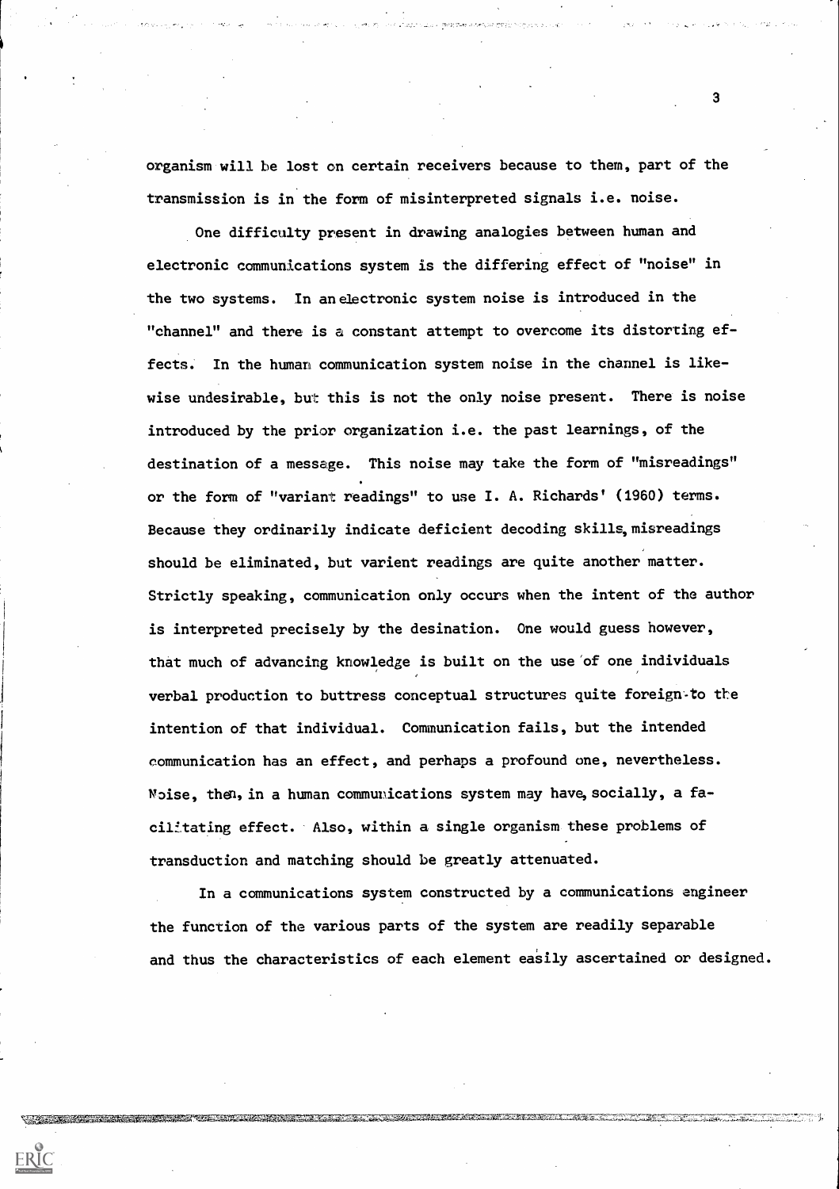organism will be lost on certain receivers because to them, part of the transmission is in the form of misinterpreted signals i.e. noise.

One difficulty present in drawing analogies between human and electronic communications system is the differing effect of "noise" in the two systems. In an electronic system noise is introduced in the "channel" and there is a constant attempt to overcome its distorting effects. In the human communication system noise in the channel is likewise undesirable, but this is not the only noise present. There is noise introduced by the prior organization i.e. the past learnings, of the destination of a message. This noise may take the form of "misreadings" or the form of "variant readings" to use I. A. Richards' (1960) terms. Because they ordinarily indicate deficient decoding skills, misreadings should be eliminated, but varient readings are quite another matter. Strictly speaking, communication only occurs when the intent of the author is interpreted precisely by the desination. One would guess however, that much of advancing knowledge is built on the use of one individuals verbal production to buttress conceptual structures quite foreign to the intention of that individual. Communication fails, but the intended communication has an effect, and perhaps a profound one, nevertheless. Noise, then, in a human communications system may have, socially, a facilitating effect. Also, within a single organism these problems of transduction and matching should be greatly attenuated.

In a communications system constructed by a communications engineer the function of the various parts of the system are readily separable and thus the characteristics of each element easily ascertained or designed.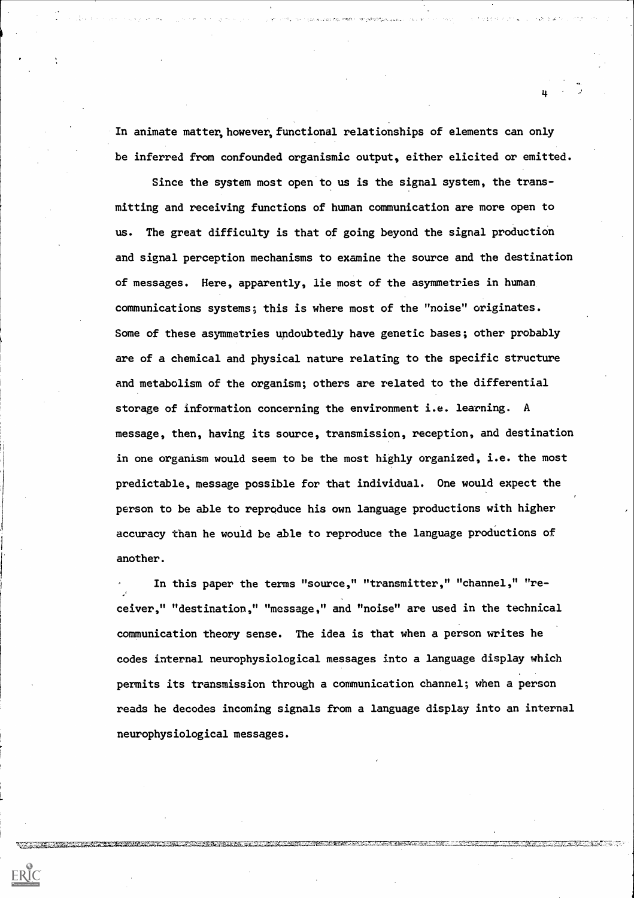In animate matter, however, functional relationships of elements can only be inferred from confounded organismic output, either elicited or emitted.

Since the system most open to us is the signal system, the transmitting and receiving functions of human communication are more open to us. The great difficulty is that of going beyond the signal production and signal perception mechanisms to examine the source and the destination of messages. Here, apparently, lie most of the asymmetries in human communications systems; this is where most of the "noise" originates. Some of these asymmetries undoubtedly have genetic bases; other probably are of a chemical and physical nature relating to the specific structure and metabolism of the organism; others are related to the differential storage of information concerning the environment i.e. learning. A message, then, having its source, transmission, reception, and destination in one organism would seem to be the most highly organized, i.e. the most predictable, message possible for that individual. One would expect the person to be able to reproduce his own language productions with higher accuracy than he would be able to reproduce the language productions of another.

In this paper the terms "source," "transmitter," "channel," "receiver," "destination," "message," and "noise" are used in the technical communication theory sense. The idea is that when a person writes he codes internal neurophysiological messages into a language display which permits its transmission through a communication channel; when a person reads he decodes incoming signals from a language display into an internal neurophysiological messages.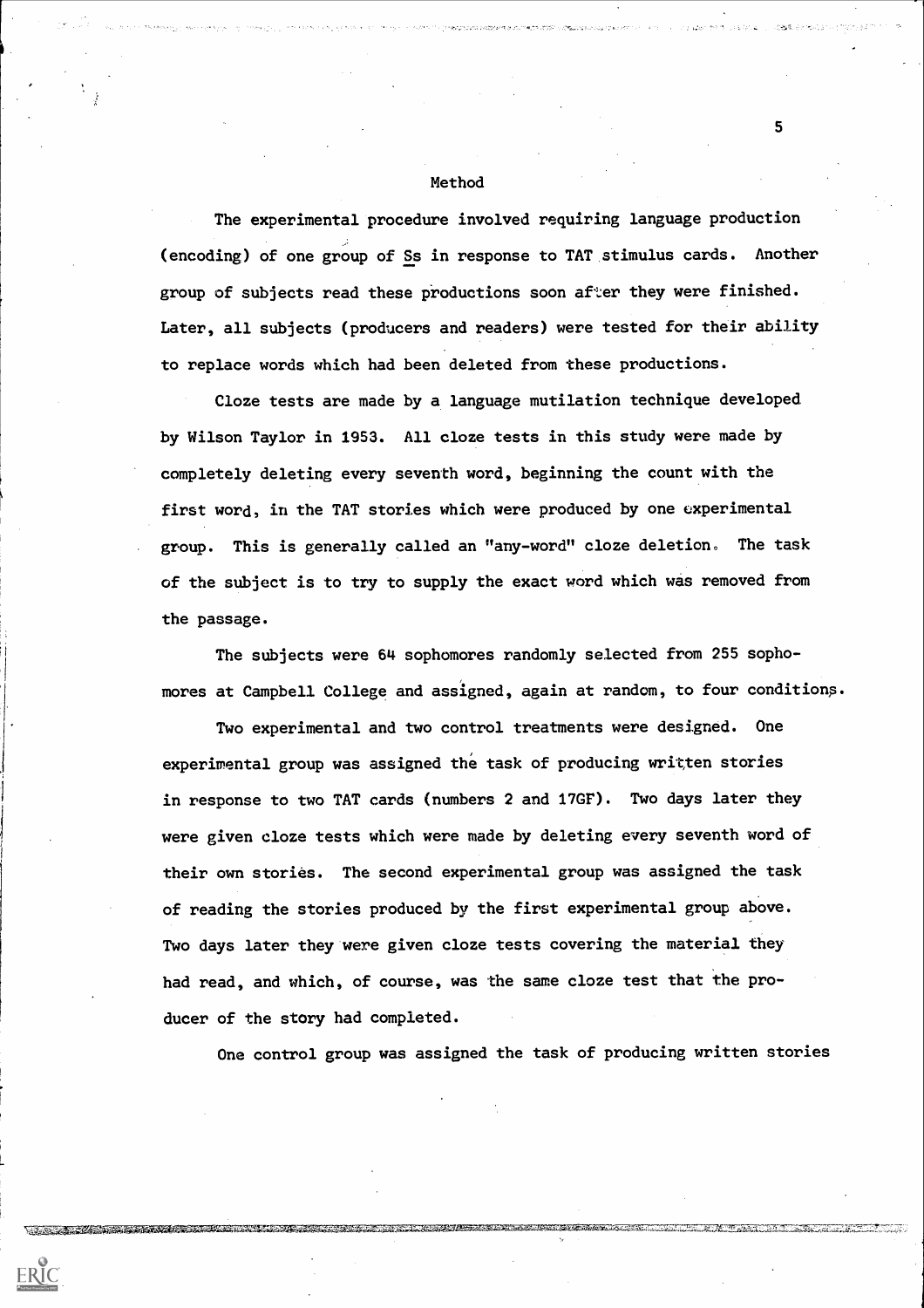## Method

The experimental procedure involved requiring language production (encoding) of one group of *Ss* in response to TAT stimulus cards. Another group of subjects read these productions soon after they were finished. Later, all subjects (producers and readers) were tested for their ability to replace words which had been deleted from these productions.

Cloze tests are made by a language mutilation technique developed by Wilson Taylor in 1953. All cloze tests in this study were made by completely deleting every seventh word, beginning the count with the first word, in the TAT stories which were produced by one experimental group. This is generally called an "any-word" cloze deletion. The task of the subject is to try to supply the exact word which was removed from the passage.

The subjects were 64 sophomores randomly selected from 255 sophomores at Campbell College and assigned, again at random, to four conditions.

Two experimental and two control treatments were designed. One experimental group was assigned the task of producing written stories in response to two TAT cards (numbers 2 and 17GF). Two days later they were given cloze tests which were made by deleting every seventh word of their own stories. The second experimental group was assigned the task of reading the stories produced by the first experimental group above. Two days later they were given cloze tests covering the material they had read, and which, of course, was the same cloze test that the producer of the story had completed.

One control group was assigned the task of producing written stories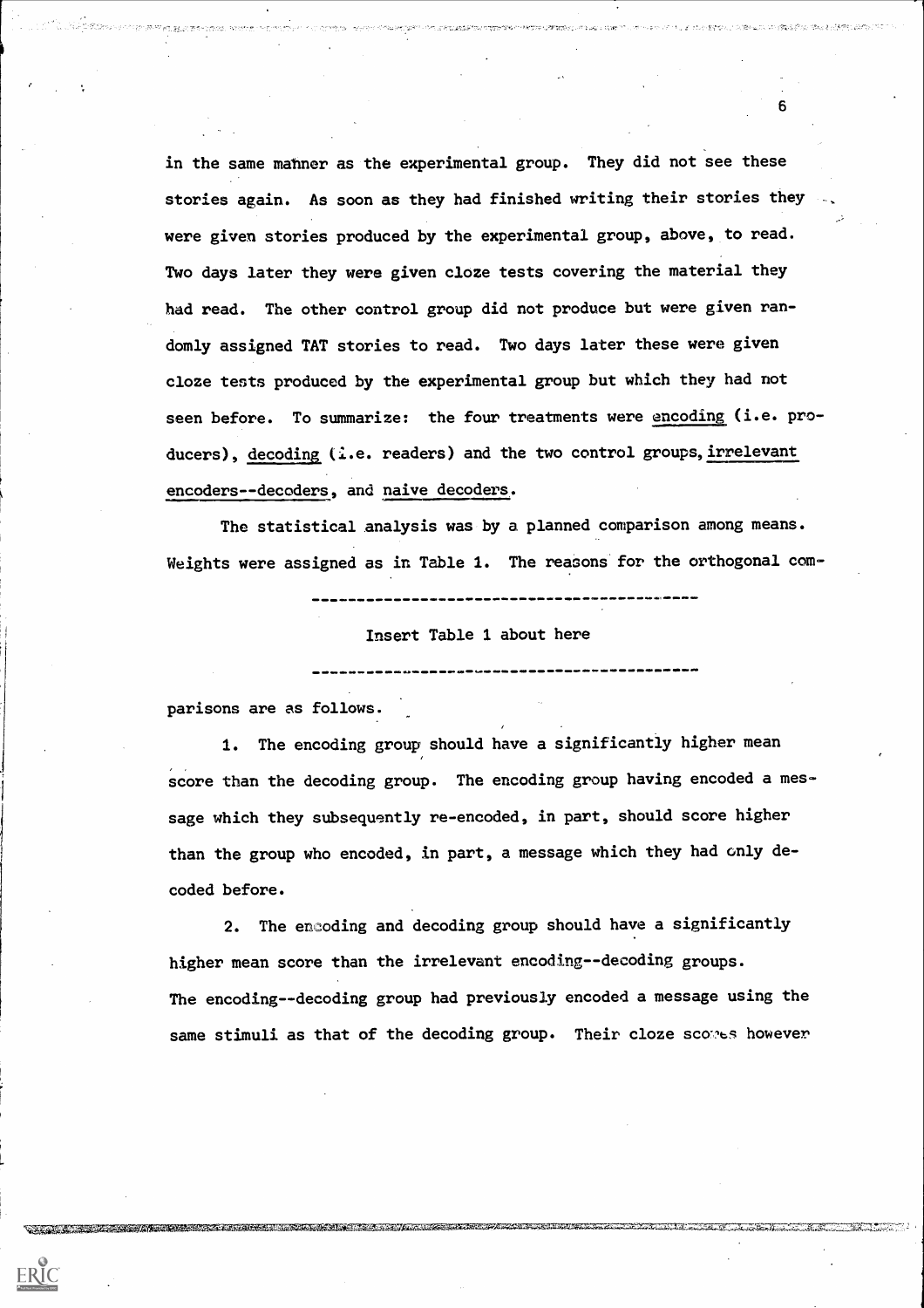in the same manner as the experimental group. They did not see these stories again. As soon as they had finished writing their stories they were given stories produced by the experimental group, above, to read. Two days later they were given cloze tests covering the material they had read. The other control group did not produce but were given randomly assigned TAT stories to read. Two days later these were given cloze tests produced by the experimental group but which they had not seen before. To summarize: the four treatments were <u>encoding</u> (i.e. producers), <u>decoding</u> (i.e. readers) and the two control groups, <u>irrelevant encoders--decoders</u>, and <u>naive decoders</u>.

The statistical analysis was by a planned comparison among means. Weights were assigned as in Table 1. The reasons for the orthogonal comparisons are as follows.

---

Insert Table 1 about here

---

1. The encoding group should have a significantly higher mean score than the decoding group. The encoding group having encoded a message which they subsequently re-encoded, in part, should score higher than the group who encoded, in part, a message which they had only decoded before.

2. The encoding and decoding group should have a significantly higher mean score than the irrelevant encoding--decoding groups. The encoding--decoding group had previously encoded a message using the same stimuli as that of the decoding group. Their cloze scores however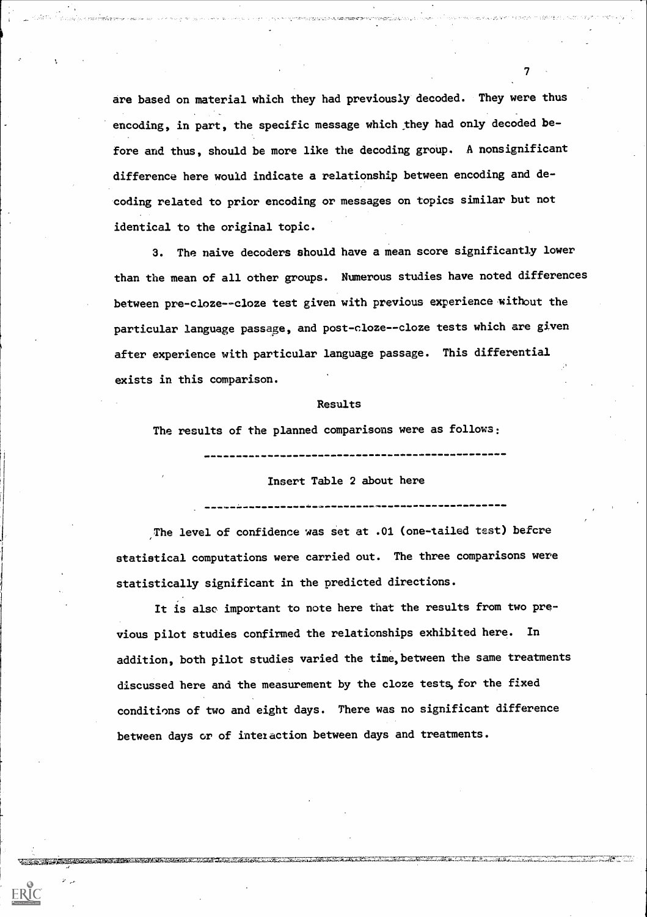are based on material which they had previously decoded. They were thus encoding, in part, the specific message which they had only decoded before and thus, should be more like the decoding group. A nonsignificant difference here would indicate a relationship between encoding and decoding related to prior encoding or messages on topics similar but not identical to the original topic.

3. The naive decoders should have a mean score significantly lower than the mean of all other groups. Numerous studies have noted differences between pre-cloze--cloze test given with previous experience without the particular language passage, and post-cloze--cloze tests which are given after experience with particular language passage. This differential exists in this comparison.

## Results

The results of the planned comparisons were as follows:

---

Insert Table 2 about here

---

The level of confidence was set at .01 (one-tailed test) before statistical computations were carried out. The three comparisons were statistically significant in the predicted directions.

It is also important to note here that the results from two previous pilot studies confirmed the relationships exhibited here. In addition, both pilot studies varied the time, between the same treatments discussed here and the measurement by the cloze tests, for the fixed conditions of two and eight days. There was no significant difference between days or of interaction between days and treatments.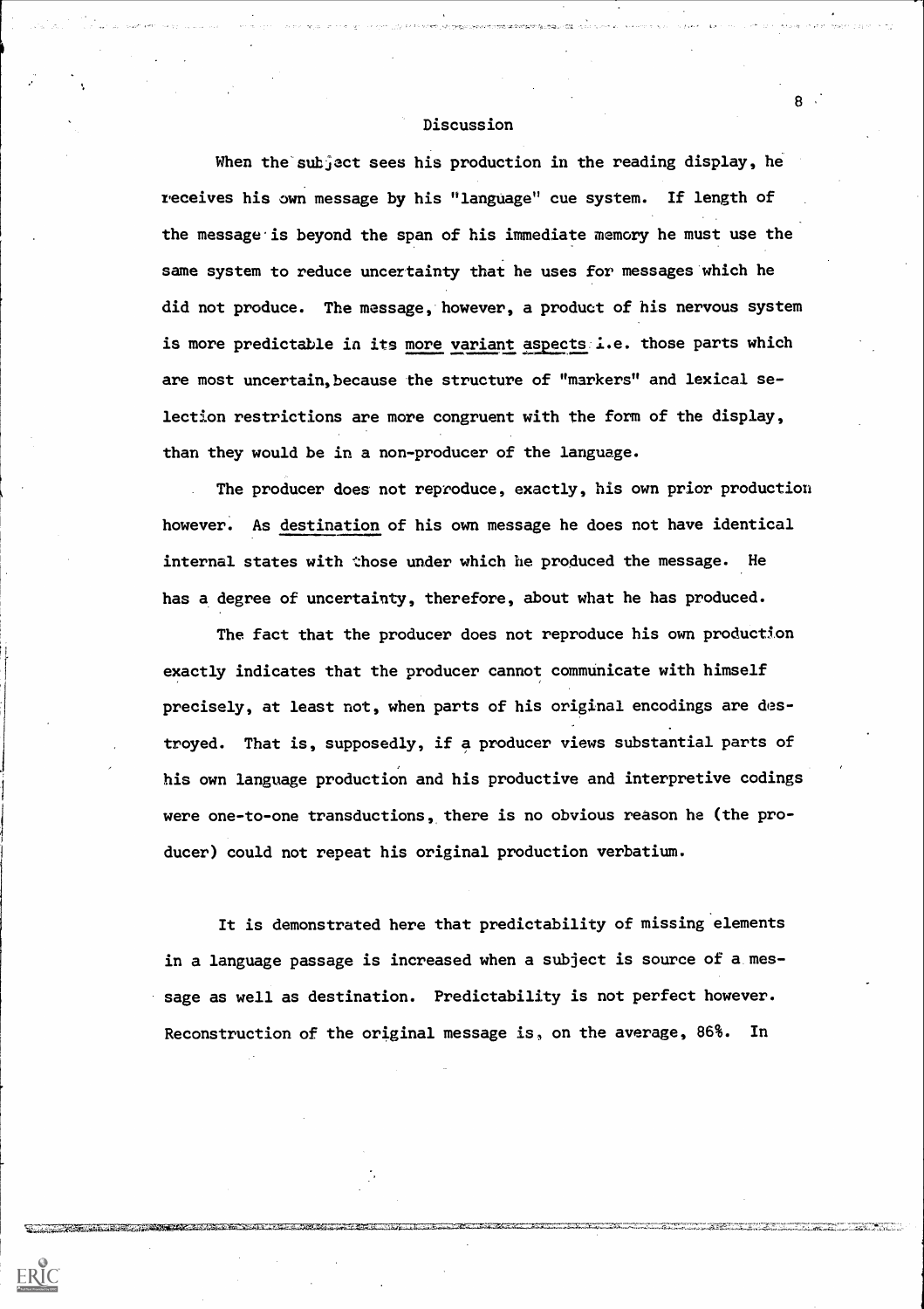## Discussion

When the subject sees his production in the reading display, he receives his own message by his "language" cue system. If length of the message is beyond the span of his immediate memory he must use the same system to reduce uncertainty that he uses for messages which he did not produce. The message, however, a product of his nervous system is more predictable in its <u>more variant aspects</u> i.e. those parts which are most uncertain, because the structure of "markers" and lexical selection restrictions are more congruent with the form of the display, than they would be in a non-producer of the language.

The producer does not reproduce, exactly, his own prior production however. As <u>destination</u> of his own message he does not have identical internal states with those under which he produced the message. He has a degree of uncertainty, therefore, about what he has produced.

The fact that the producer does not reproduce his own production exactly indicates that the producer cannot communicate with himself precisely, at least not, when parts of his original encodings are destroyed. That is, supposedly, if a producer views substantial parts of his own language production and his productive and interpretive codings were one-to-one transductions, there is no obvious reason he (the producer) could not repeat his original production verbatium.

It is demonstrated here that predictability of missing elements in a language passage is increased when a subject is source of a message as well as destination. Predictability is not perfect however. Reconstruction of the original message is, on the average, 86%. In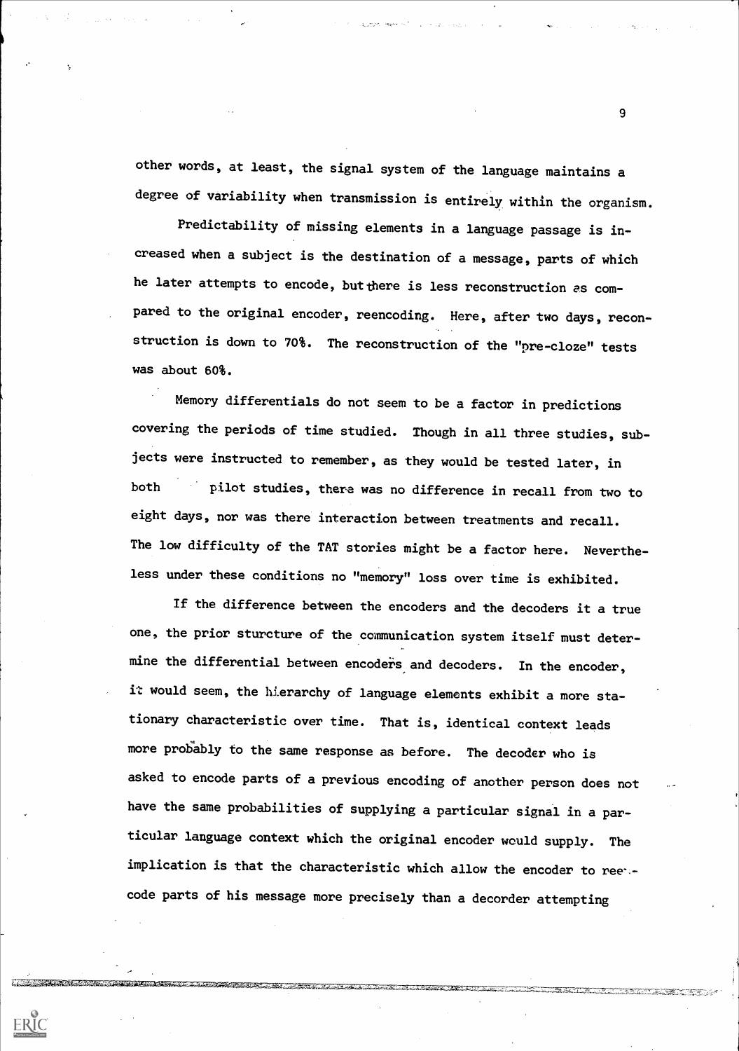other words, at least, the signal system of the language maintains a degree of variability when transmission is entirely within the organism.

Predictability of missing elements in a language passage is increased when a subject is the destination of a message, parts of which he later attempts to encode, but there is less reconstruction as compared to the original encoder, reencoding. Here, after two days, reconstruction is down to 70%. The reconstruction of the "pre-cloze" tests was about 60%.

Memory differentials do not seem to be a factor in predictions covering the periods of time studied. Though in all three studies, subjects were instructed to remember, as they would be tested later, in both pilot studies, there was no difference in recall from two to eight days, nor was there interaction between treatments and recall. The low difficulty of the TAT stories might be a factor here. Nevertheless under these conditions no "memory" loss over time is exhibited.

If the difference between the encoders and the decoders it a true one, the prior sturcture of the communication system itself must determine the differential between encoders and decoders. In the encoder, it would seem, the hierarchy of language elements exhibit a more stationary characteristic over time. That is, identical context leads more probably to the same response as before. The decoder who is asked to encode parts of a previous encoding of another person does not have the same probabilities of supplying a particular signal in a particular language context which the original encoder would supply. The implication is that the characteristic which allow the encoder to reencode parts of his message more precisely than a decorder attempting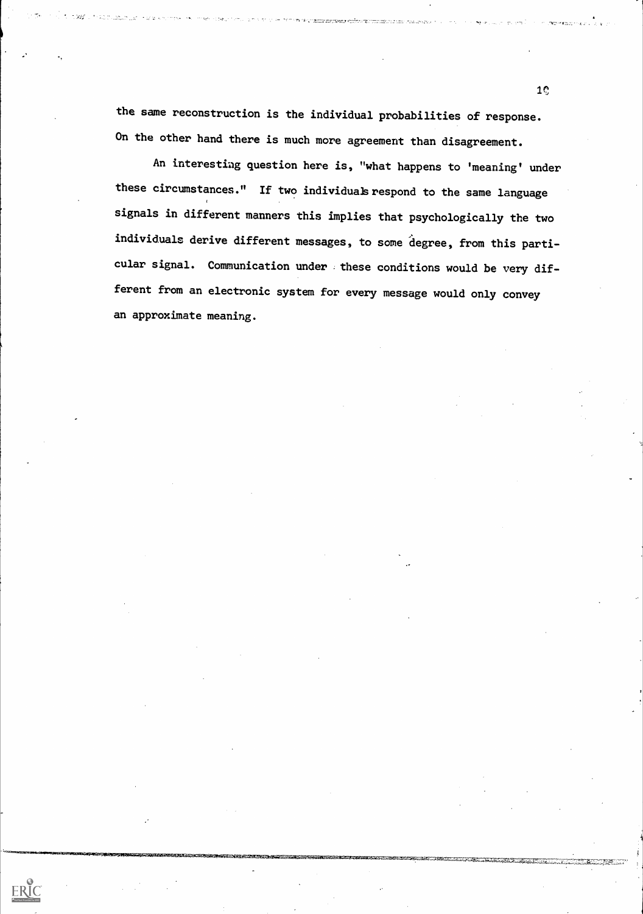the same reconstruction is the individual probabilities of response. On the other hand there is much more agreement than disagreement.

An interesting question here is, "what happens to 'meaning' under these circumstances." If two individuals respond to the same language signals in different manners this implies that psychologically the two individuals derive different messages, to some degree, from this particular signal. Communication under these conditions would be very different from an electronic system for every message would only convey an approximate meaning.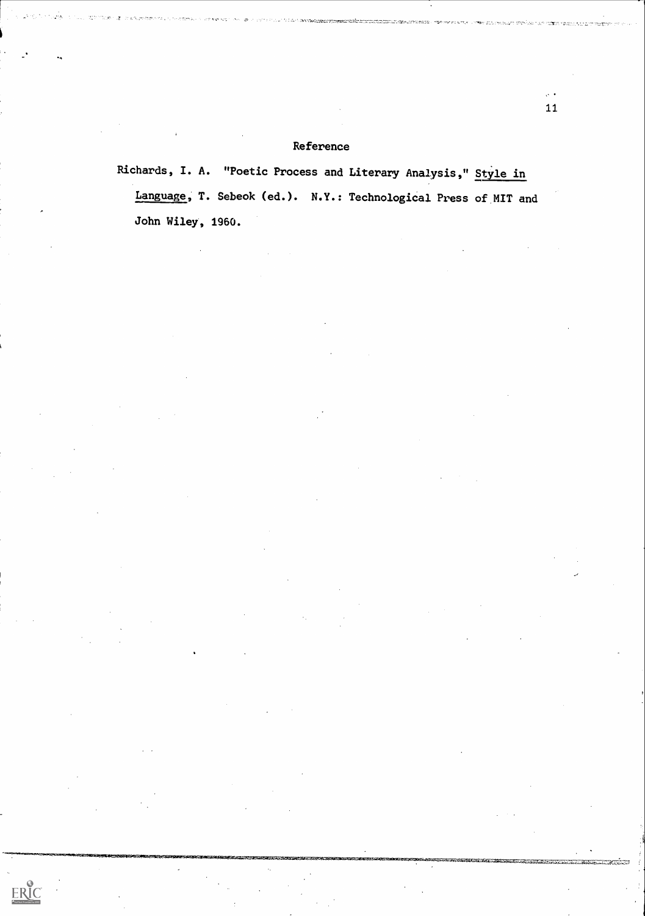## Reference

Richards, I. A. "Poetic Process and Literary Analysis," Style in Language, T. Sebeok (ed.). N.Y.: Technological Press of MIT and John Wiley, 1960.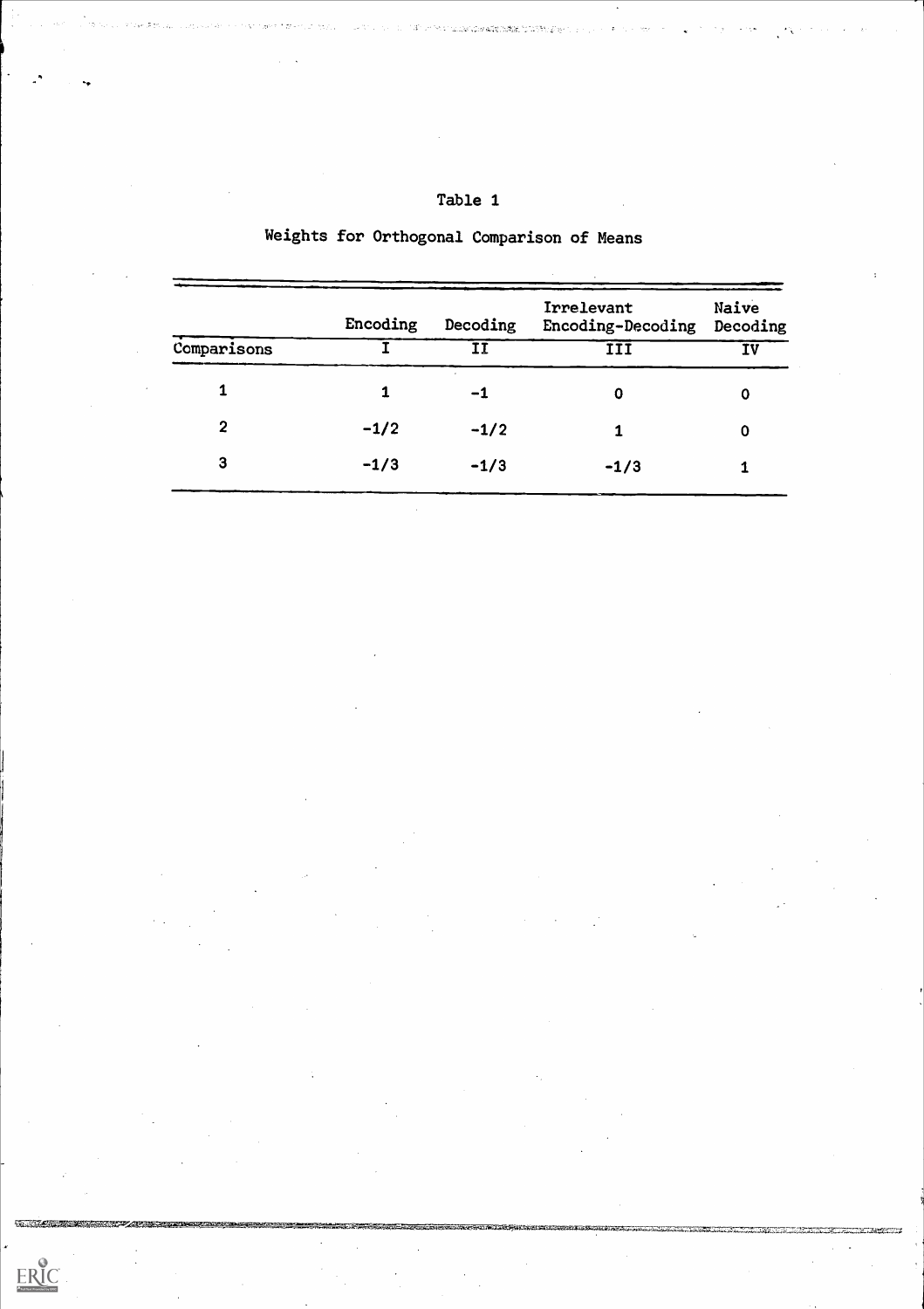Table 1

Weights for Orthogonal Comparison of Means

| Comparisons | Encoding I | Decoding II | Irrelevant Encoding-Decoding III | Naive Decoding IV |
|---|---|---|---|---|
| 1 | 1 | −1 | 0 | 0 |
| 2 | −1/2 | −1/2 | 1 | 0 |
| 3 | −1/3 | −1/3 | −1/3 | 1 |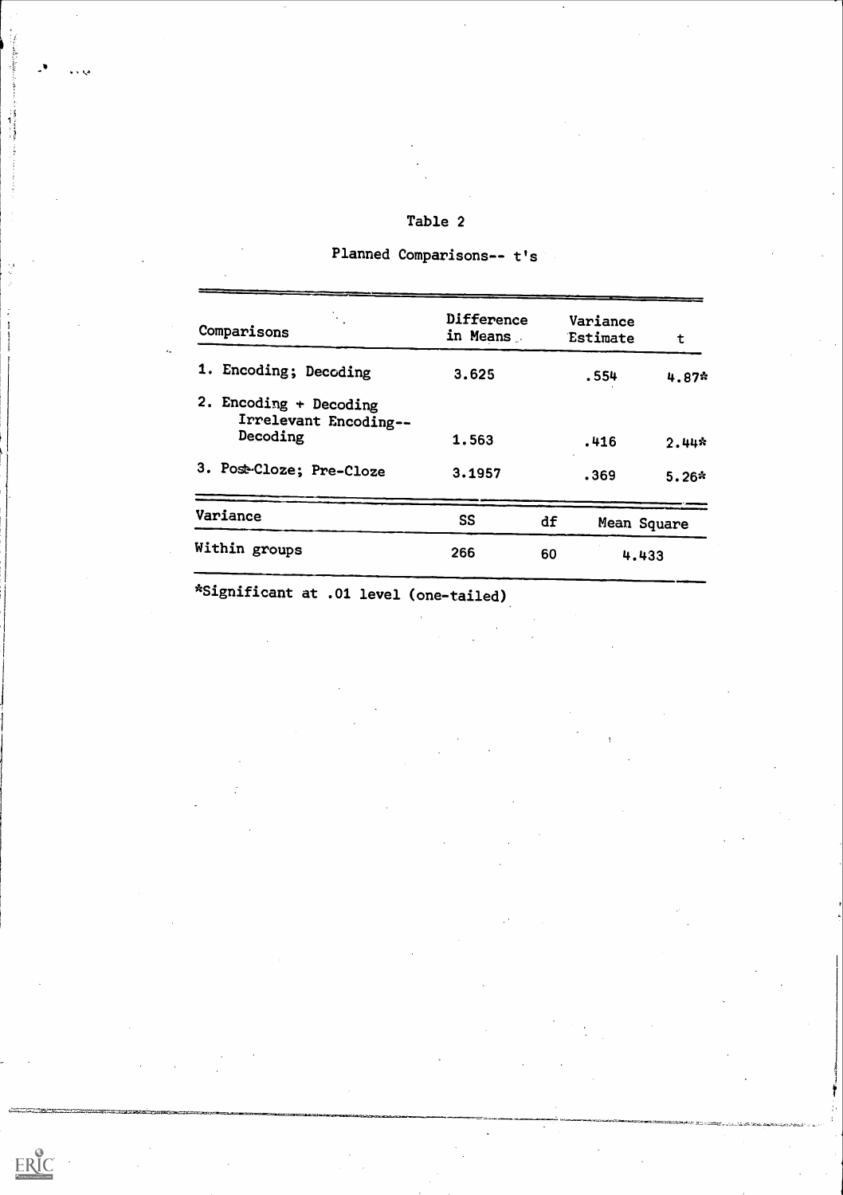Table 2

Planned Comparisons-- t's

| Comparisons | Difference in Means | Variance Estimate | t |
|---|---|---|---|
| 1. Encoding; Decoding | 3.625 | .554 | 4.87* |
| 2. Encoding + Decoding Irrelevant Encoding--Decoding | 1.563 | .416 | 2.44* |
| 3. Post-Cloze; Pre-Cloze | 3.1957 | .369 | 5.26* |

| Variance | SS | df | Mean Square |
|---|---|---|---|
| Within groups | 266 | 60 | 4.433 |

*Significant at .01 level (one-tailed)